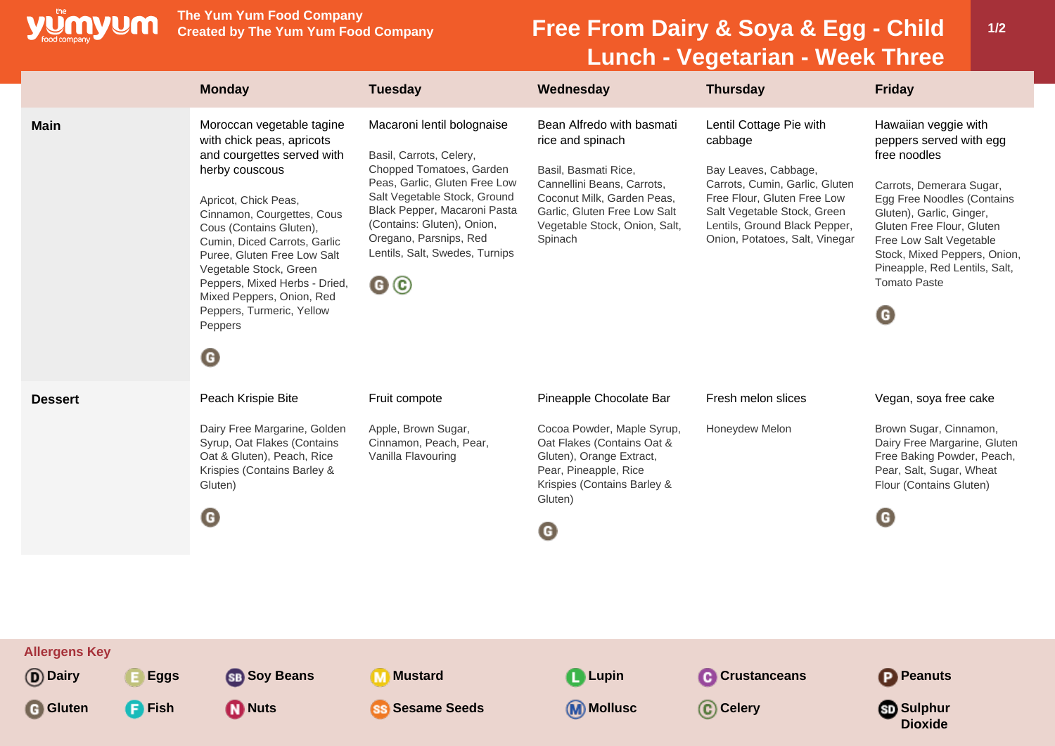**The Yum Yum Food Company**
**Created by The Yum Yum Food Company**

# Free From Dairy & Soya & Egg - Child Lunch - Vegetarian - Week Three

| | Monday | Tuesday | Wednesday | Thursday | Friday |
|---|---|---|---|---|---|
| **Main** | Moroccan vegetable tagine with chick peas, apricots and courgettes served with herby couscous<br><br>Apricot, Chick Peas, Cinnamon, Courgettes, Cous Cous (Contains Gluten), Cumin, Diced Carrots, Garlic Puree, Gluten Free Low Salt Vegetable Stock, Green Peppers, Mixed Herbs - Dried, Mixed Peppers, Onion, Red Peppers, Turmeric, Yellow Peppers<br><br>G | Macaroni lentil bolognaise<br><br>Basil, Carrots, Celery, Chopped Tomatoes, Garden Peas, Garlic, Gluten Free Low Salt Vegetable Stock, Ground Black Pepper, Macaroni Pasta (Contains: Gluten), Onion, Oregano, Parsnips, Red Lentils, Salt, Swedes, Turnips<br><br>G C | Bean Alfredo with basmati rice and spinach<br><br>Basil, Basmati Rice, Cannellini Beans, Carrots, Coconut Milk, Garden Peas, Garlic, Gluten Free Low Salt Vegetable Stock, Onion, Salt, Spinach | Lentil Cottage Pie with cabbage<br><br>Bay Leaves, Cabbage, Carrots, Cumin, Garlic, Gluten Free Flour, Gluten Free Low Salt Vegetable Stock, Green Lentils, Ground Black Pepper, Onion, Potatoes, Salt, Vinegar | Hawaiian veggie with peppers served with egg free noodles<br><br>Carrots, Demerara Sugar, Egg Free Noodles (Contains Gluten), Garlic, Ginger, Gluten Free Flour, Gluten Free Low Salt Vegetable Stock, Mixed Peppers, Onion, Pineapple, Red Lentils, Salt, Tomato Paste<br><br>G |
| **Dessert** | Peach Krispie Bite<br><br>Dairy Free Margarine, Golden Syrup, Oat Flakes (Contains Oat & Gluten), Peach, Rice Krispies (Contains Barley & Gluten)<br><br>G | Fruit compote<br><br>Apple, Brown Sugar, Cinnamon, Peach, Pear, Vanilla Flavouring | Pineapple Chocolate Bar<br><br>Cocoa Powder, Maple Syrup, Oat Flakes (Contains Oat & Gluten), Orange Extract, Pear, Pineapple, Rice Krispies (Contains Barley & Gluten)<br><br>G | Fresh melon slices<br><br>Honeydew Melon | Vegan, soya free cake<br><br>Brown Sugar, Cinnamon, Dairy Free Margarine, Gluten Free Baking Powder, Peach, Pear, Salt, Sugar, Wheat Flour (Contains Gluten)<br><br>G |

**Allergens Key**

- D Dairy
- E Eggs
- SB Soy Beans
- M Mustard
- L Lupin
- C Crustanceans
- P Peanuts
- G Gluten
- F Fish
- N Nuts
- SS Sesame Seeds
- M Mollusc
- C Celery
- SD Sulphur Dioxide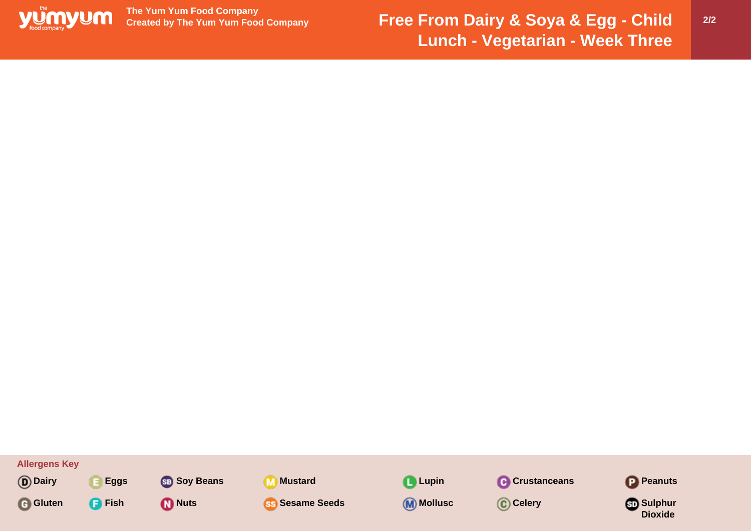# Free From Dairy & Soya & Egg - Child Lunch - Vegetarian - Week Three

The Yum Yum Food Company
Created by The Yum Yum Food Company

**Allergens Key**

| | | | | | | |
|---|---|---|---|---|---|---|
| D Dairy | E Eggs | SB Soy Beans | M Mustard | L Lupin | C Crustanceans | P Peanuts |
| G Gluten | F Fish | N Nuts | SS Sesame Seeds | M Mollusc | C Celery | SD Sulphur Dioxide |